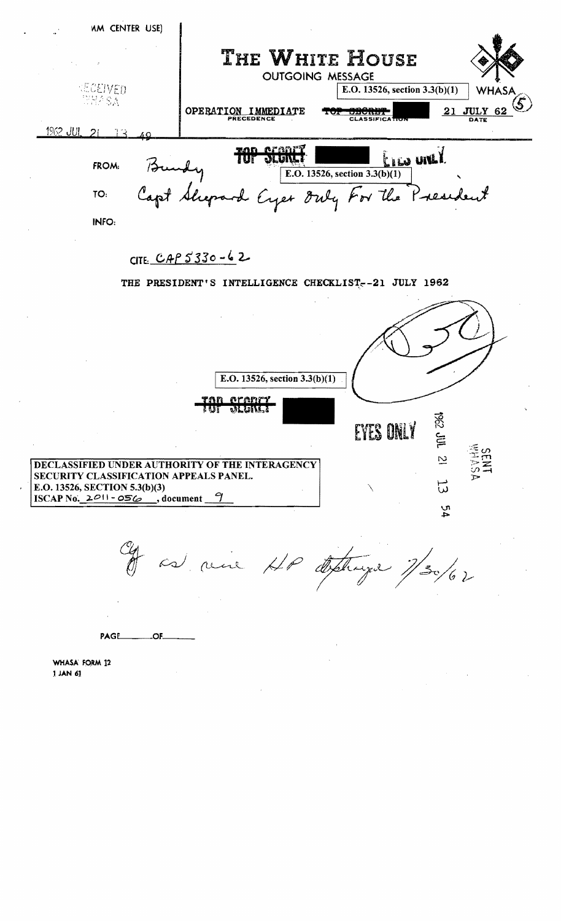(WHITE HOUSE COMMUNICATIONS AGENCY TRANSMISSION CENTER USE)

RECEIVED
WHASA

1962 JUL 21 13 49

# THE WHITE HOUSE

OUTGOING MESSAGE

E.O. 13526, section 3.3(b)(1)

WHASA (5)

OPERATION IMMEDIATE — PRECEDENCE

~~TOP SECRET~~ [REDACTED] — CLASSIFICATION

21 JULY 62 — DATE

~~TOP SECRET~~ [REDACTED] EYES ONLY

E.O. 13526, section 3.3(b)(1)

FROM: Bundy

TO: Capt Shepard Eyes Only For the President

INFO:

CITE: CAP 5330-62

THE PRESIDENT'S INTELLIGENCE CHECKLIST--21 JULY 1962

E.O. 13526, section 3.3(b)(1)

~~TOP SECRET~~ [REDACTED]

EYES ONLY

SENT WHASA 1962 JUL 21 13 54

DECLASSIFIED UNDER AUTHORITY OF THE INTERAGENCY SECURITY CLASSIFICATION APPEALS PANEL.
E.O. 13526, SECTION 5.3(b)(3)
ISCAP No. 2011-056, document 9

Cy as une HP destroyed 7/30/62

PAGE ____ OF ____

WHASA FORM 12
1 JAN 61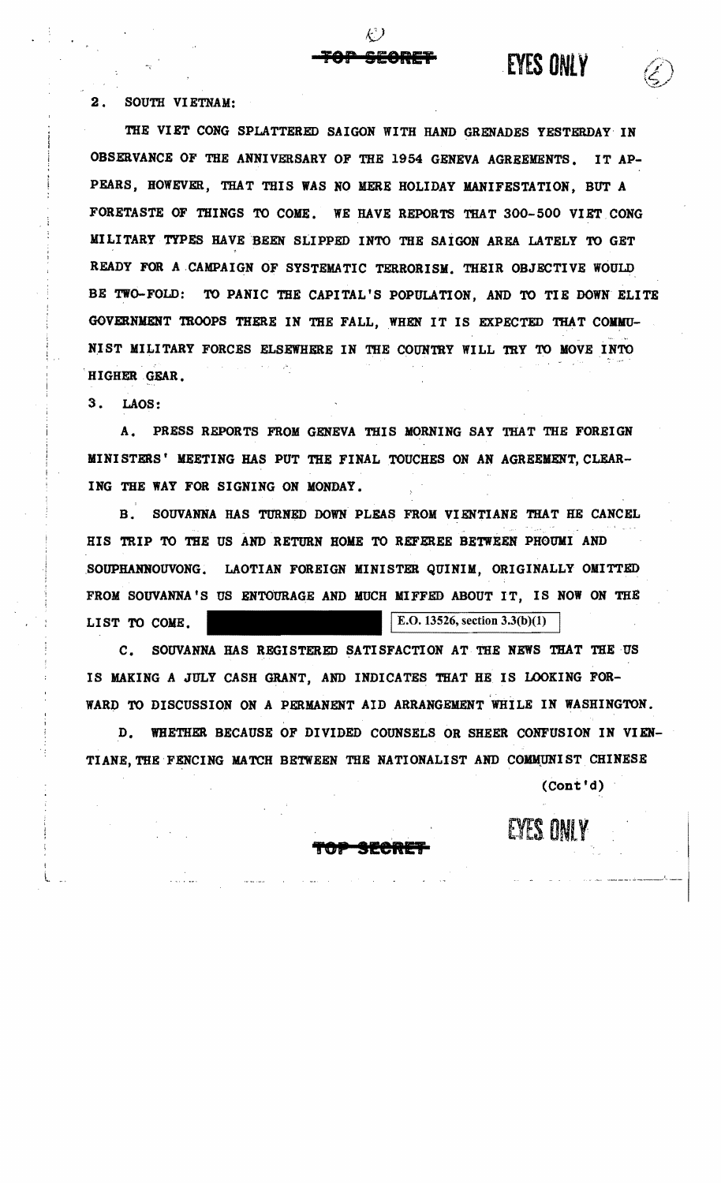2. SOUTH VIETNAM:

THE VIET CONG SPLATTERED SAIGON WITH HAND GRENADES YESTERDAY IN OBSERVANCE OF THE ANNIVERSARY OF THE 1954 GENEVA AGREEMENTS. IT APPEARS, HOWEVER, THAT THIS WAS NO MERE HOLIDAY MANIFESTATION, BUT A FORETASTE OF THINGS TO COME. WE HAVE REPORTS THAT 300-500 VIET CONG MILITARY TYPES HAVE BEEN SLIPPED INTO THE SAIGON AREA LATELY TO GET READY FOR A CAMPAIGN OF SYSTEMATIC TERRORISM. THEIR OBJECTIVE WOULD BE TWO-FOLD: TO PANIC THE CAPITAL'S POPULATION, AND TO TIE DOWN ELITE GOVERNMENT TROOPS THERE IN THE FALL, WHEN IT IS EXPECTED THAT COMMUNIST MILITARY FORCES ELSEWHERE IN THE COUNTRY WILL TRY TO MOVE INTO HIGHER GEAR.

3. LAOS:

A. PRESS REPORTS FROM GENEVA THIS MORNING SAY THAT THE FOREIGN MINISTERS' MEETING HAS PUT THE FINAL TOUCHES ON AN AGREEMENT, CLEARING THE WAY FOR SIGNING ON MONDAY.

B. SOUVANNA HAS TURNED DOWN PLEAS FROM VIENTIANE THAT HE CANCEL HIS TRIP TO THE US AND RETURN HOME TO REFEREE BETWEEN PHOUMI AND SOUPHANNOUVONG. LAOTIAN FOREIGN MINISTER QUINIM, ORIGINALLY OMITTED FROM SOUVANNA'S US ENTOURAGE AND MUCH MIFFED ABOUT IT, IS NOW ON THE LIST TO COME. [REDACTED] E.O. 13526, section 3.3(b)(1)

C. SOUVANNA HAS REGISTERED SATISFACTION AT THE NEWS THAT THE US IS MAKING A JULY CASH GRANT, AND INDICATES THAT HE IS LOOKING FORWARD TO DISCUSSION ON A PERMANENT AID ARRANGEMENT WHILE IN WASHINGTON.

D. WHETHER BECAUSE OF DIVIDED COUNSELS OR SHEER CONFUSION IN VIENTIANE, THE FENCING MATCH BETWEEN THE NATIONALIST AND COMMUNIST CHINESE

(Cont'd)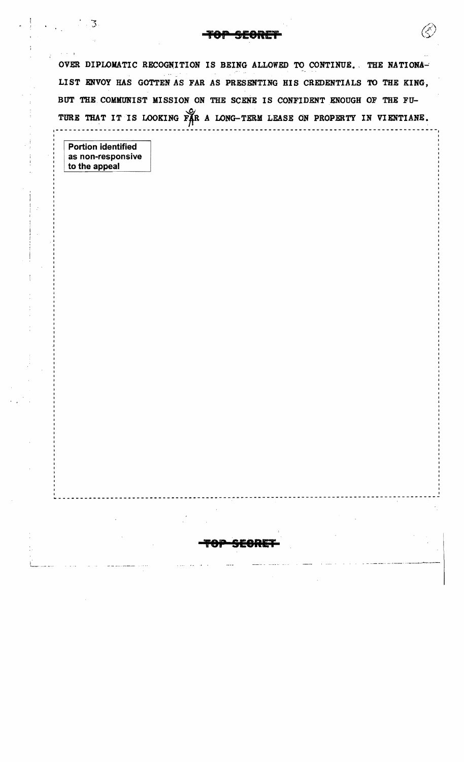OVER DIPLOMATIC RECOGNITION IS BEING ALLOWED TO CONTINUE. THE NATIONALIST ENVOY HAS GOTTEN AS FAR AS PRESENTING HIS CREDENTIALS TO THE KING, BUT THE COMMUNIST MISSION ON THE SCENE IS CONFIDENT ENOUGH OF THE FUTURE THAT IT IS LOOKING FOR A LONG-TERM LEASE ON PROPERTY IN VIENTIANE.

Portion identified as non-responsive to the appeal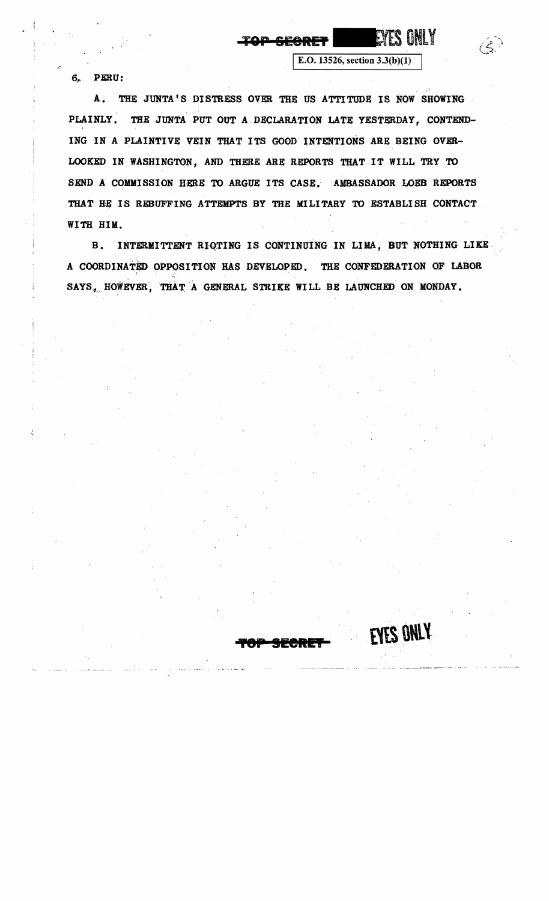TOP SECRET EYES ONLY

E.O. 13526, section 3.3(b)(1)

6. PERU:

A. THE JUNTA'S DISTRESS OVER THE US ATTITUDE IS NOW SHOWING PLAINLY. THE JUNTA PUT OUT A DECLARATION LATE YESTERDAY, CONTENDING IN A PLAINTIVE VEIN THAT ITS GOOD INTENTIONS ARE BEING OVERLOOKED IN WASHINGTON, AND THERE ARE REPORTS THAT IT WILL TRY TO SEND A COMMISSION HERE TO ARGUE ITS CASE. AMBASSADOR LOEB REPORTS THAT HE IS REBUFFING ATTEMPTS BY THE MILITARY TO ESTABLISH CONTACT WITH HIM.

B. INTERMITTENT RIOTING IS CONTINUING IN LIMA, BUT NOTHING LIKE A COORDINATED OPPOSITION HAS DEVELOPED. THE CONFEDERATION OF LABOR SAYS, HOWEVER, THAT A GENERAL STRIKE WILL BE LAUNCHED ON MONDAY.

TOP SECRET EYES ONLY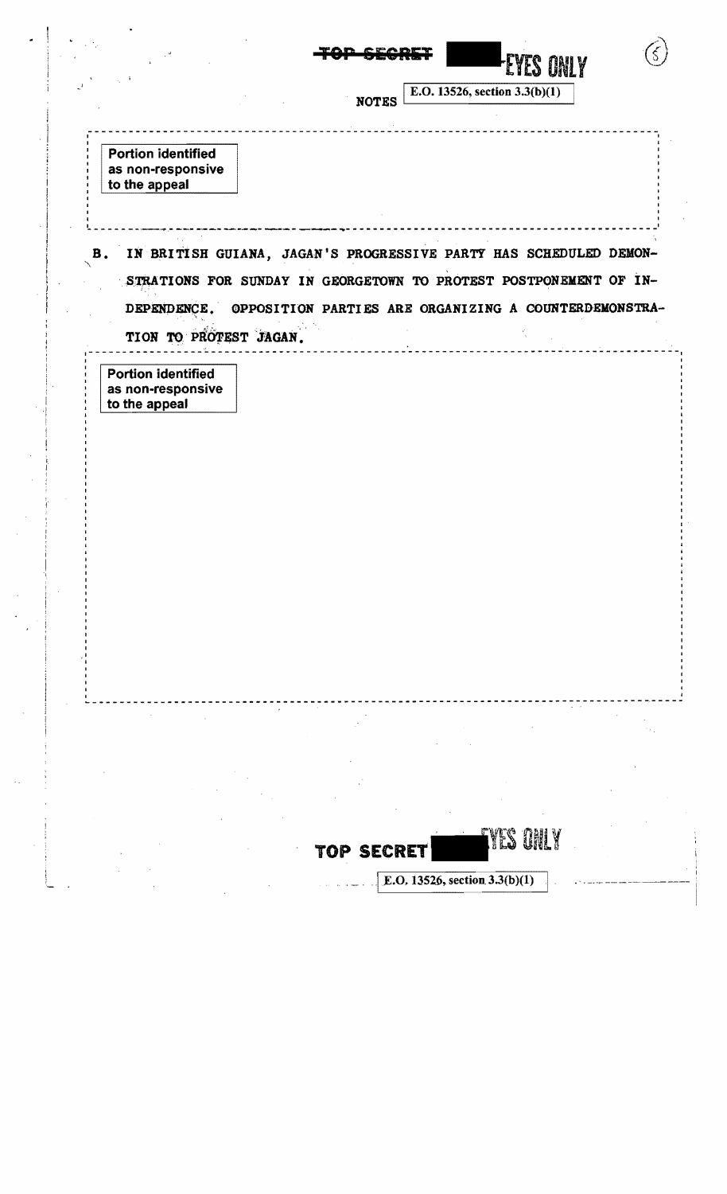~~TOP SECRET~~ [redacted] EYES ONLY

NOTES E.O. 13526, section 3.3(b)(1)

Portion identified as non-responsive to the appeal

B. IN BRITISH GUIANA, JAGAN'S PROGRESSIVE PARTY HAS SCHEDULED DEMONSTRATIONS FOR SUNDAY IN GEORGETOWN TO PROTEST POSTPONEMENT OF INDEPENDENCE. OPPOSITION PARTIES ARE ORGANIZING A COUNTERDEMONSTRATION TO PROTEST JAGAN.

Portion identified as non-responsive to the appeal

TOP SECRET [redacted] EYES ONLY

E.O. 13526, section 3.3(b)(1)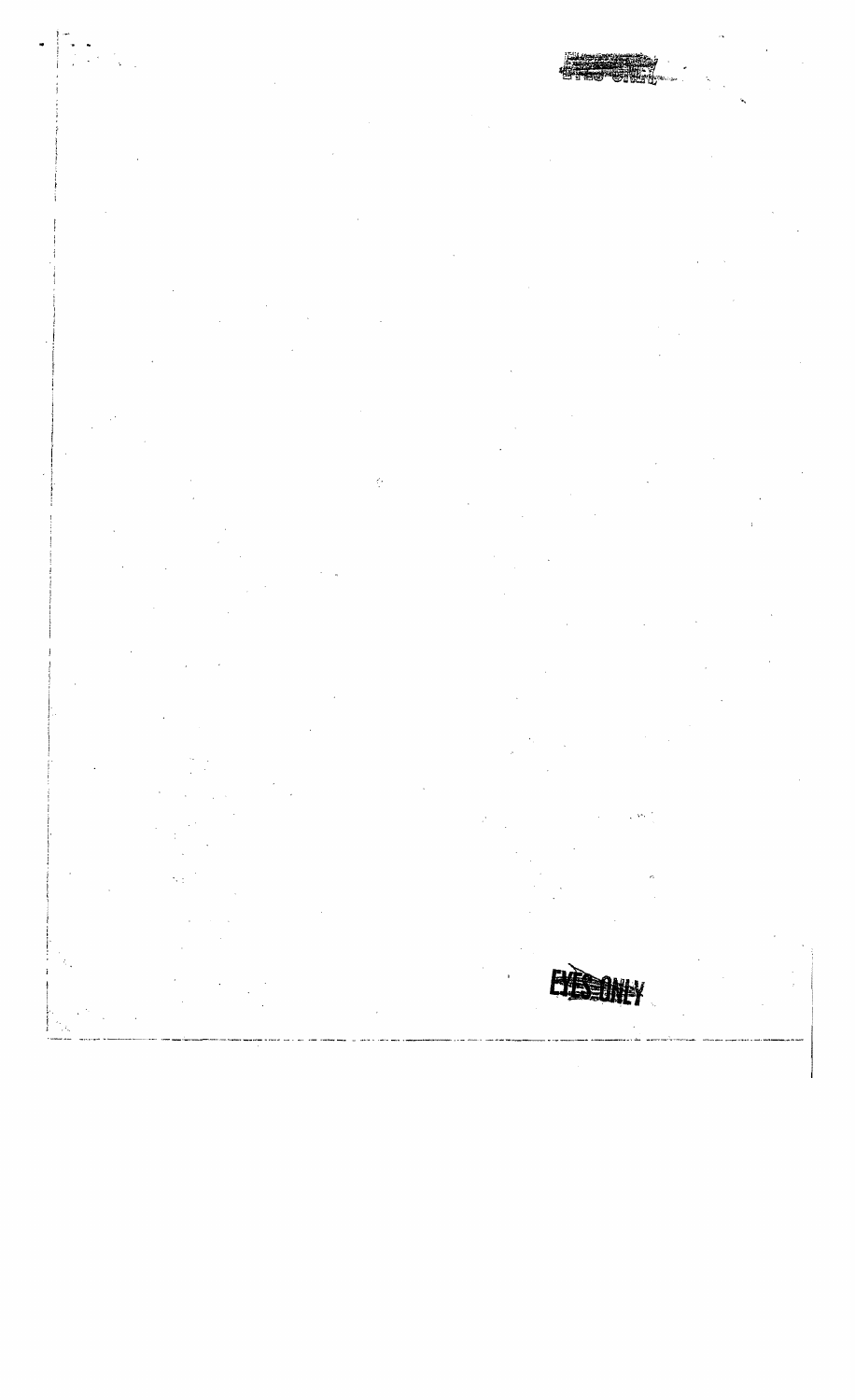EYES ONLY